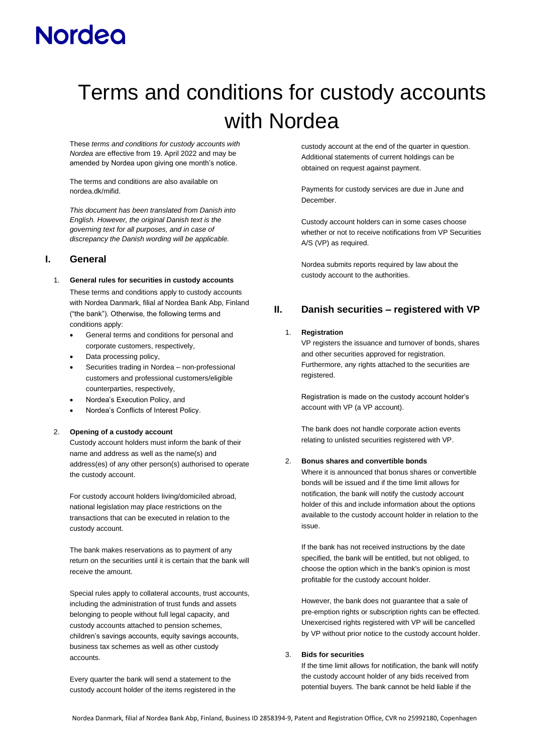Nordea

# Terms and conditions for custody accounts with Nordea

These *terms and conditions for custody accounts with Nordea* are effective from 19. April 2022 and may be amended by Nordea upon giving one month's notice.

The terms and conditions are also available on nordea.dk/mifid.

*This document has been translated from Danish into English. However, the original Danish text is the governing text for all purposes, and in case of discrepancy the Danish wording will be applicable.*

## I. General

1. **General rules for securities in custody accounts**

These terms and conditions apply to custody accounts with Nordea Danmark, filial af Nordea Bank Abp, Finland ("the bank"). Otherwise, the following terms and conditions apply:

- General terms and conditions for personal and corporate customers, respectively,
- Data processing policy,
- Securities trading in Nordea – non-professional customers and professional customers/eligible counterparties, respectively,
- Nordea's Execution Policy, and
- Nordea's Conflicts of Interest Policy.

2. **Opening of a custody account**

Custody account holders must inform the bank of their name and address as well as the name(s) and address(es) of any other person(s) authorised to operate the custody account.

For custody account holders living/domiciled abroad, national legislation may place restrictions on the transactions that can be executed in relation to the custody account.

The bank makes reservations as to payment of any return on the securities until it is certain that the bank will receive the amount.

Special rules apply to collateral accounts, trust accounts, including the administration of trust funds and assets belonging to people without full legal capacity, and custody accounts attached to pension schemes, children's savings accounts, equity savings accounts, business tax schemes as well as other custody accounts.

Every quarter the bank will send a statement to the custody account holder of the items registered in the custody account at the end of the quarter in question. Additional statements of current holdings can be obtained on request against payment.

Payments for custody services are due in June and December.

Custody account holders can in some cases choose whether or not to receive notifications from VP Securities A/S (VP) as required.

Nordea submits reports required by law about the custody account to the authorities.

## II. Danish securities – registered with VP

1. **Registration**

VP registers the issuance and turnover of bonds, shares and other securities approved for registration. Furthermore, any rights attached to the securities are registered.

Registration is made on the custody account holder's account with VP (a VP account).

The bank does not handle corporate action events relating to unlisted securities registered with VP.

2. **Bonus shares and convertible bonds**

Where it is announced that bonus shares or convertible bonds will be issued and if the time limit allows for notification, the bank will notify the custody account holder of this and include information about the options available to the custody account holder in relation to the issue.

If the bank has not received instructions by the date specified, the bank will be entitled, but not obliged, to choose the option which in the bank's opinion is most profitable for the custody account holder.

However, the bank does not guarantee that a sale of pre-emption rights or subscription rights can be effected. Unexercised rights registered with VP will be cancelled by VP without prior notice to the custody account holder.

3. **Bids for securities**

If the time limit allows for notification, the bank will notify the custody account holder of any bids received from potential buyers. The bank cannot be held liable if the

Nordea Danmark, filial af Nordea Bank Abp, Finland, Business ID 2858394-9, Patent and Registration Office, CVR no 25992180, Copenhagen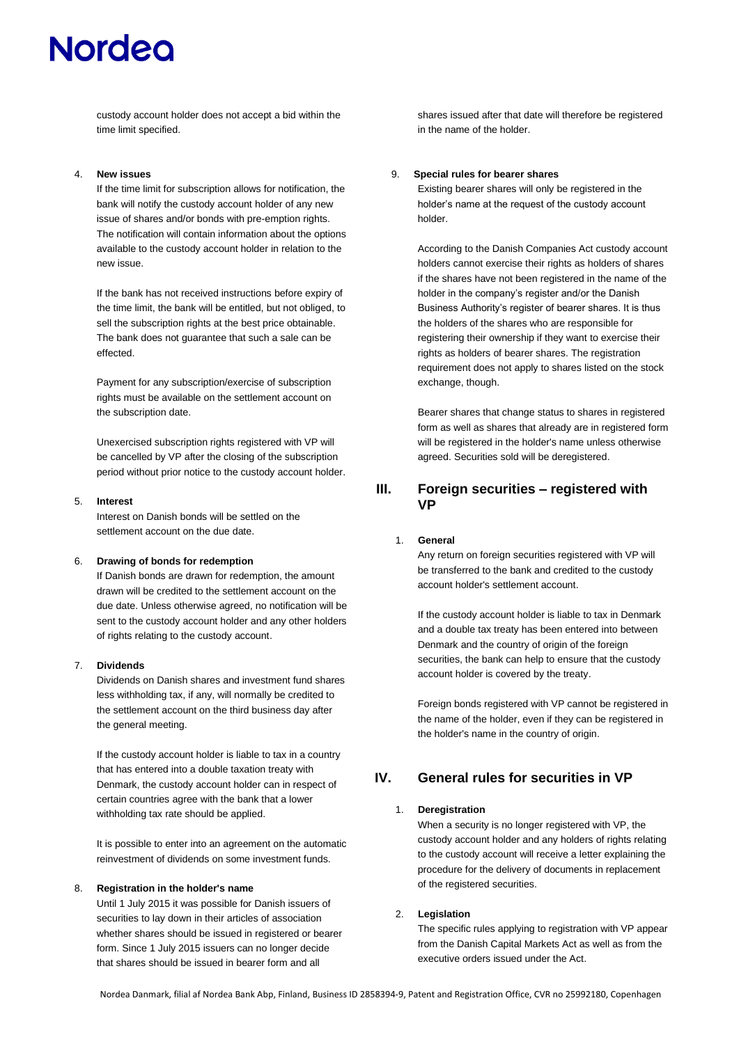custody account holder does not accept a bid within the time limit specified.

4. **New issues**

   If the time limit for subscription allows for notification, the bank will notify the custody account holder of any new issue of shares and/or bonds with pre-emption rights. The notification will contain information about the options available to the custody account holder in relation to the new issue.

   If the bank has not received instructions before expiry of the time limit, the bank will be entitled, but not obliged, to sell the subscription rights at the best price obtainable. The bank does not guarantee that such a sale can be effected.

   Payment for any subscription/exercise of subscription rights must be available on the settlement account on the subscription date.

   Unexercised subscription rights registered with VP will be cancelled by VP after the closing of the subscription period without prior notice to the custody account holder.

5. **Interest**

   Interest on Danish bonds will be settled on the settlement account on the due date.

6. **Drawing of bonds for redemption**

   If Danish bonds are drawn for redemption, the amount drawn will be credited to the settlement account on the due date. Unless otherwise agreed, no notification will be sent to the custody account holder and any other holders of rights relating to the custody account.

7. **Dividends**

   Dividends on Danish shares and investment fund shares less withholding tax, if any, will normally be credited to the settlement account on the third business day after the general meeting.

   If the custody account holder is liable to tax in a country that has entered into a double taxation treaty with Denmark, the custody account holder can in respect of certain countries agree with the bank that a lower withholding tax rate should be applied.

   It is possible to enter into an agreement on the automatic reinvestment of dividends on some investment funds.

8. **Registration in the holder's name**

   Until 1 July 2015 it was possible for Danish issuers of securities to lay down in their articles of association whether shares should be issued in registered or bearer form. Since 1 July 2015 issuers can no longer decide that shares should be issued in bearer form and all shares issued after that date will therefore be registered in the name of the holder.

9. **Special rules for bearer shares**

   Existing bearer shares will only be registered in the holder's name at the request of the custody account holder.

   According to the Danish Companies Act custody account holders cannot exercise their rights as holders of shares if the shares have not been registered in the name of the holder in the company's register and/or the Danish Business Authority's register of bearer shares. It is thus the holders of the shares who are responsible for registering their ownership if they want to exercise their rights as holders of bearer shares. The registration requirement does not apply to shares listed on the stock exchange, though.

   Bearer shares that change status to shares in registered form as well as shares that already are in registered form will be registered in the holder's name unless otherwise agreed. Securities sold will be deregistered.

## III. Foreign securities – registered with VP

1. **General**

   Any return on foreign securities registered with VP will be transferred to the bank and credited to the custody account holder's settlement account.

   If the custody account holder is liable to tax in Denmark and a double tax treaty has been entered into between Denmark and the country of origin of the foreign securities, the bank can help to ensure that the custody account holder is covered by the treaty.

   Foreign bonds registered with VP cannot be registered in the name of the holder, even if they can be registered in the holder's name in the country of origin.

## IV. General rules for securities in VP

1. **Deregistration**

   When a security is no longer registered with VP, the custody account holder and any holders of rights relating to the custody account will receive a letter explaining the procedure for the delivery of documents in replacement of the registered securities.

2. **Legislation**

   The specific rules applying to registration with VP appear from the Danish Capital Markets Act as well as from the executive orders issued under the Act.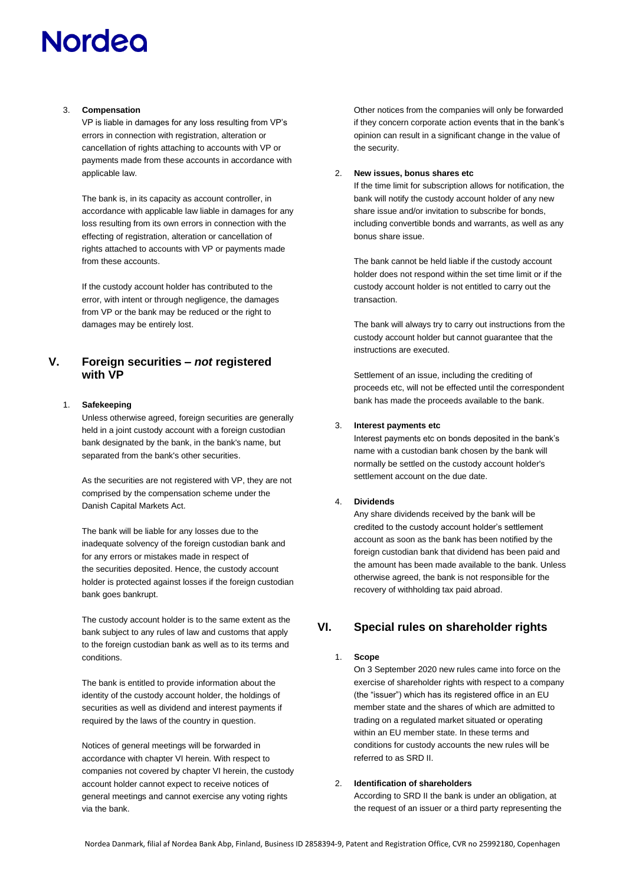3. **Compensation**

   VP is liable in damages for any loss resulting from VP's errors in connection with registration, alteration or cancellation of rights attaching to accounts with VP or payments made from these accounts in accordance with applicable law.

   The bank is, in its capacity as account controller, in accordance with applicable law liable in damages for any loss resulting from its own errors in connection with the effecting of registration, alteration or cancellation of rights attached to accounts with VP or payments made from these accounts.

   If the custody account holder has contributed to the error, with intent or through negligence, the damages from VP or the bank may be reduced or the right to damages may be entirely lost.

## V. Foreign securities – *not* registered with VP

1. **Safekeeping**

   Unless otherwise agreed, foreign securities are generally held in a joint custody account with a foreign custodian bank designated by the bank, in the bank's name, but separated from the bank's other securities.

   As the securities are not registered with VP, they are not comprised by the compensation scheme under the Danish Capital Markets Act.

   The bank will be liable for any losses due to the inadequate solvency of the foreign custodian bank and for any errors or mistakes made in respect of the securities deposited. Hence, the custody account holder is protected against losses if the foreign custodian bank goes bankrupt.

   The custody account holder is to the same extent as the bank subject to any rules of law and customs that apply to the foreign custodian bank as well as to its terms and conditions.

   The bank is entitled to provide information about the identity of the custody account holder, the holdings of securities as well as dividend and interest payments if required by the laws of the country in question.

   Notices of general meetings will be forwarded in accordance with chapter VI herein. With respect to companies not covered by chapter VI herein, the custody account holder cannot expect to receive notices of general meetings and cannot exercise any voting rights via the bank.

   Other notices from the companies will only be forwarded if they concern corporate action events that in the bank's opinion can result in a significant change in the value of the security.

2. **New issues, bonus shares etc**

   If the time limit for subscription allows for notification, the bank will notify the custody account holder of any new share issue and/or invitation to subscribe for bonds, including convertible bonds and warrants, as well as any bonus share issue.

   The bank cannot be held liable if the custody account holder does not respond within the set time limit or if the custody account holder is not entitled to carry out the transaction.

   The bank will always try to carry out instructions from the custody account holder but cannot guarantee that the instructions are executed.

   Settlement of an issue, including the crediting of proceeds etc, will not be effected until the correspondent bank has made the proceeds available to the bank.

3. **Interest payments etc**

   Interest payments etc on bonds deposited in the bank's name with a custodian bank chosen by the bank will normally be settled on the custody account holder's settlement account on the due date.

4. **Dividends**

   Any share dividends received by the bank will be credited to the custody account holder's settlement account as soon as the bank has been notified by the foreign custodian bank that dividend has been paid and the amount has been made available to the bank. Unless otherwise agreed, the bank is not responsible for the recovery of withholding tax paid abroad.

## VI. Special rules on shareholder rights

1. **Scope**

   On 3 September 2020 new rules came into force on the exercise of shareholder rights with respect to a company (the "issuer") which has its registered office in an EU member state and the shares of which are admitted to trading on a regulated market situated or operating within an EU member state. In these terms and conditions for custody accounts the new rules will be referred to as SRD II.

2. **Identification of shareholders**

   According to SRD II the bank is under an obligation, at the request of an issuer or a third party representing the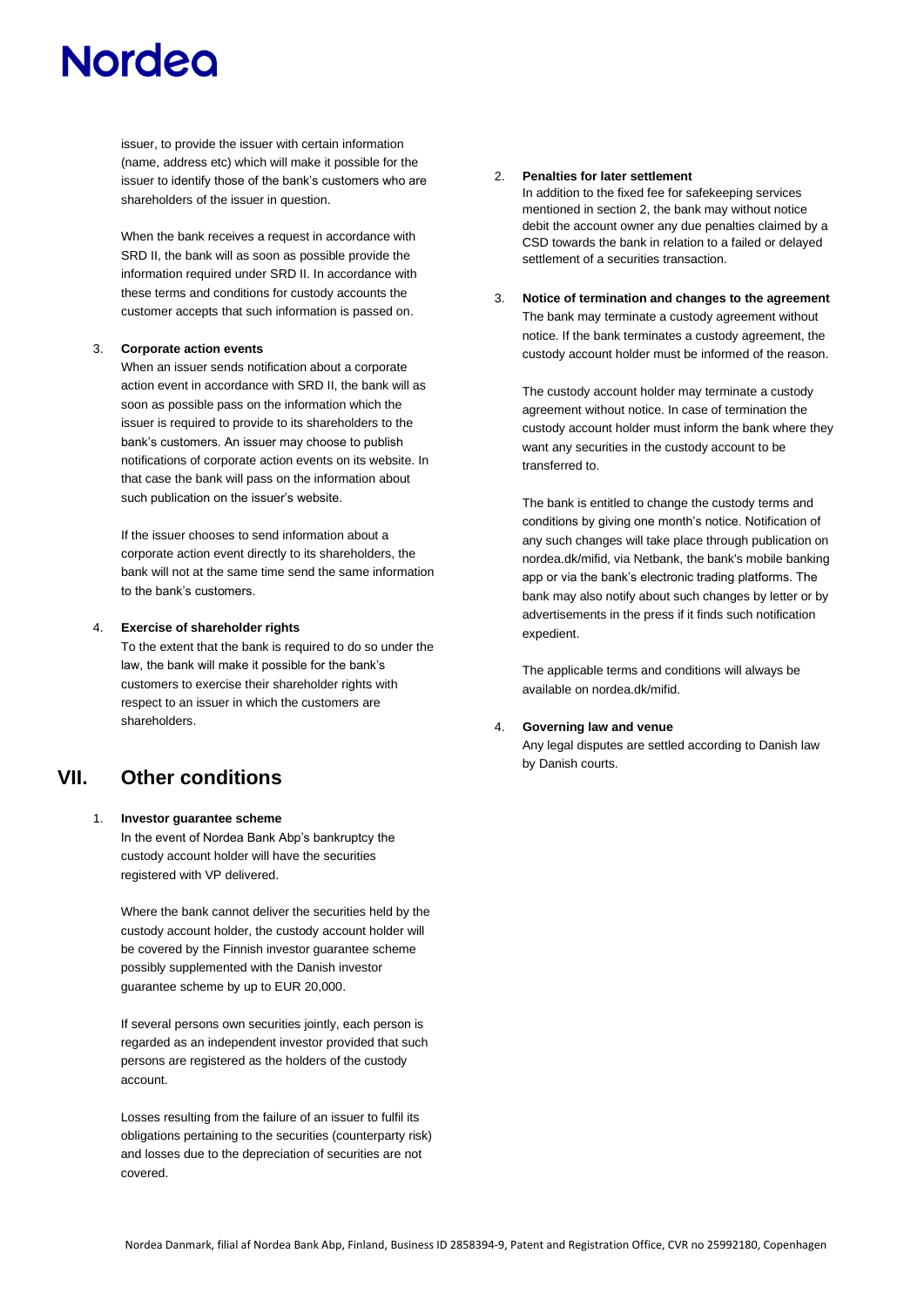issuer, to provide the issuer with certain information (name, address etc) which will make it possible for the issuer to identify those of the bank's customers who are shareholders of the issuer in question.

When the bank receives a request in accordance with SRD II, the bank will as soon as possible provide the information required under SRD II. In accordance with these terms and conditions for custody accounts the customer accepts that such information is passed on.

3. **Corporate action events**
   When an issuer sends notification about a corporate action event in accordance with SRD II, the bank will as soon as possible pass on the information which the issuer is required to provide to its shareholders to the bank's customers. An issuer may choose to publish notifications of corporate action events on its website. In that case the bank will pass on the information about such publication on the issuer's website.

   If the issuer chooses to send information about a corporate action event directly to its shareholders, the bank will not at the same time send the same information to the bank's customers.

4. **Exercise of shareholder rights**
   To the extent that the bank is required to do so under the law, the bank will make it possible for the bank's customers to exercise their shareholder rights with respect to an issuer in which the customers are shareholders.

## VII. Other conditions

1. **Investor guarantee scheme**
   In the event of Nordea Bank Abp's bankruptcy the custody account holder will have the securities registered with VP delivered.

   Where the bank cannot deliver the securities held by the custody account holder, the custody account holder will be covered by the Finnish investor guarantee scheme possibly supplemented with the Danish investor guarantee scheme by up to EUR 20,000.

   If several persons own securities jointly, each person is regarded as an independent investor provided that such persons are registered as the holders of the custody account.

   Losses resulting from the failure of an issuer to fulfil its obligations pertaining to the securities (counterparty risk) and losses due to the depreciation of securities are not covered.

2. **Penalties for later settlement**
   In addition to the fixed fee for safekeeping services mentioned in section 2, the bank may without notice debit the account owner any due penalties claimed by a CSD towards the bank in relation to a failed or delayed settlement of a securities transaction.

3. **Notice of termination and changes to the agreement**
   The bank may terminate a custody agreement without notice. If the bank terminates a custody agreement, the custody account holder must be informed of the reason.

   The custody account holder may terminate a custody agreement without notice. In case of termination the custody account holder must inform the bank where they want any securities in the custody account to be transferred to.

   The bank is entitled to change the custody terms and conditions by giving one month's notice. Notification of any such changes will take place through publication on nordea.dk/mifid, via Netbank, the bank's mobile banking app or via the bank's electronic trading platforms. The bank may also notify about such changes by letter or by advertisements in the press if it finds such notification expedient.

   The applicable terms and conditions will always be available on nordea.dk/mifid.

4. **Governing law and venue**
   Any legal disputes are settled according to Danish law by Danish courts.